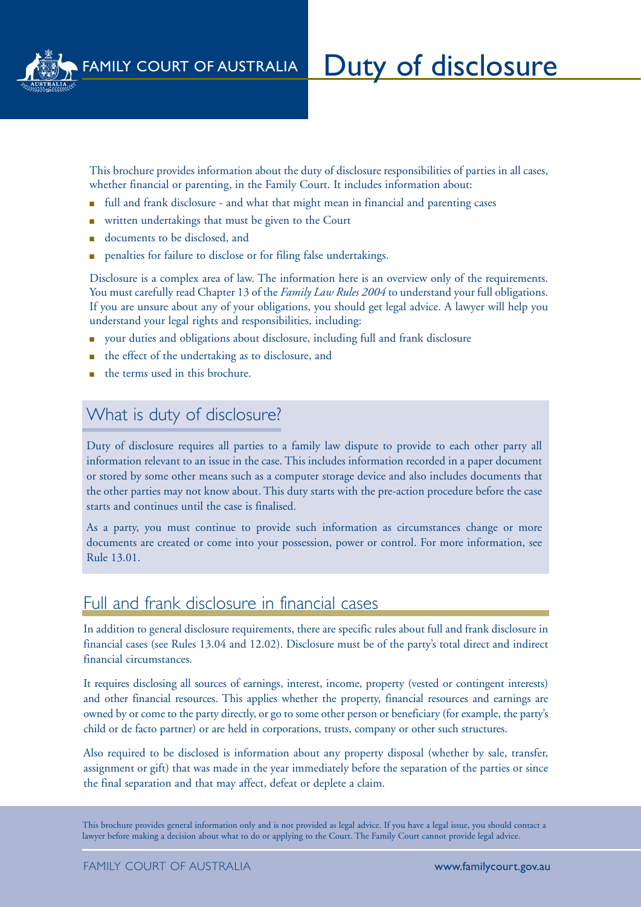FAMILY COURT OF AUSTRALIA

# Duty of disclosure

This brochure provides information about the duty of disclosure responsibilities of parties in all cases, whether financial or parenting, in the Family Court. It includes information about:

- full and frank disclosure - and what that might mean in financial and parenting cases
- written undertakings that must be given to the Court
- documents to be disclosed, and
- penalties for failure to disclose or for filing false undertakings.

Disclosure is a complex area of law. The information here is an overview only of the requirements. You must carefully read Chapter 13 of the *Family Law Rules 2004* to understand your full obligations. If you are unsure about any of your obligations, you should get legal advice. A lawyer will help you understand your legal rights and responsibilities, including:

- your duties and obligations about disclosure, including full and frank disclosure
- the effect of the undertaking as to disclosure, and
- the terms used in this brochure.

## What is duty of disclosure?

Duty of disclosure requires all parties to a family law dispute to provide to each other party all information relevant to an issue in the case. This includes information recorded in a paper document or stored by some other means such as a computer storage device and also includes documents that the other parties may not know about. This duty starts with the pre-action procedure before the case starts and continues until the case is finalised.

As a party, you must continue to provide such information as circumstances change or more documents are created or come into your possession, power or control. For more information, see Rule 13.01.

## Full and frank disclosure in financial cases

In addition to general disclosure requirements, there are specific rules about full and frank disclosure in financial cases (see Rules 13.04 and 12.02). Disclosure must be of the party's total direct and indirect financial circumstances.

It requires disclosing all sources of earnings, interest, income, property (vested or contingent interests) and other financial resources. This applies whether the property, financial resources and earnings are owned by or come to the party directly, or go to some other person or beneficiary (for example, the party's child or de facto partner) or are held in corporations, trusts, company or other such structures.

Also required to be disclosed is information about any property disposal (whether by sale, transfer, assignment or gift) that was made in the year immediately before the separation of the parties or since the final separation and that may affect, defeat or deplete a claim.

This brochure provides general information only and is not provided as legal advice. If you have a legal issue, you should contact a lawyer before making a decision about what to do or applying to the Court. The Family Court cannot provide legal advice.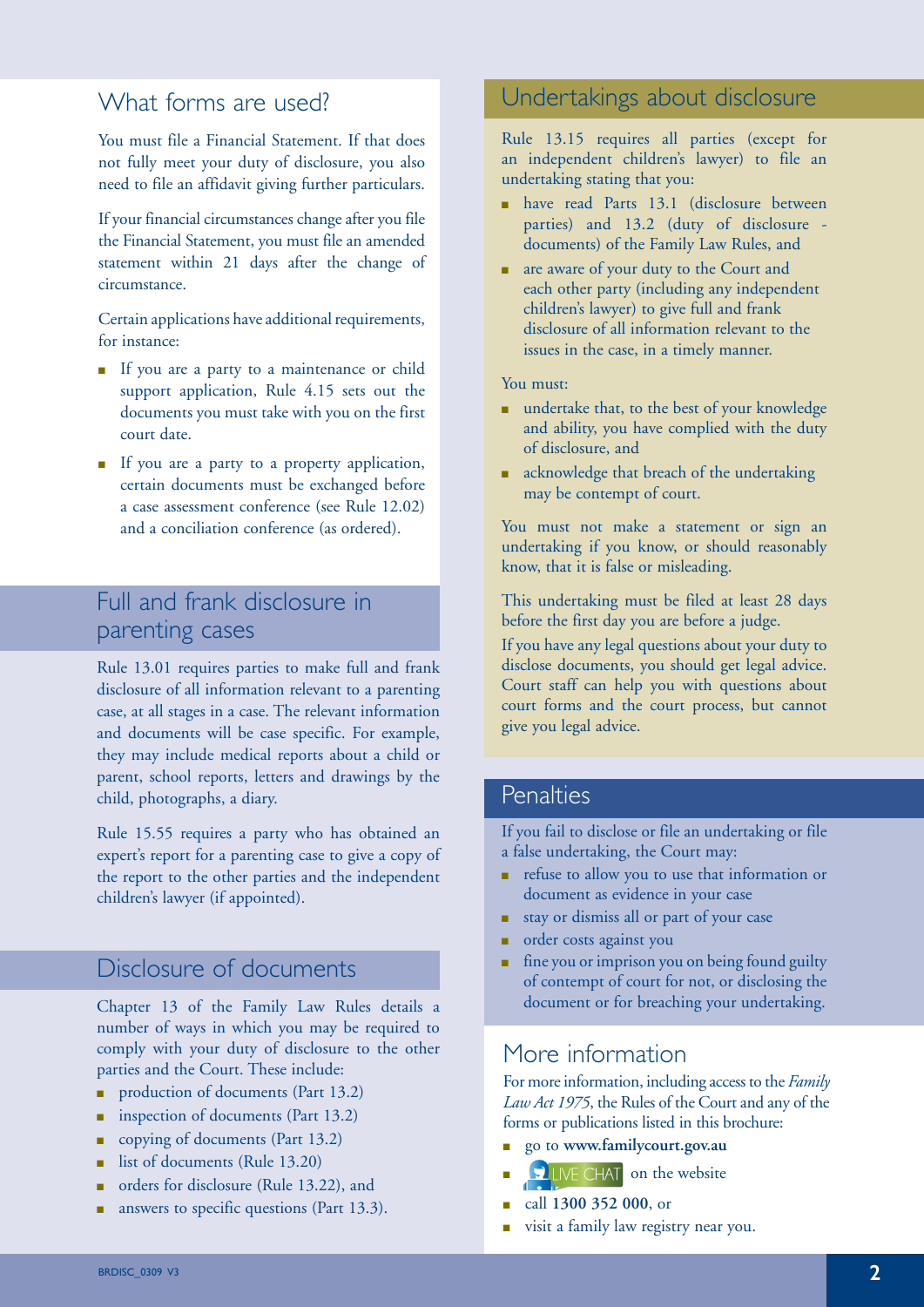## What forms are used?

You must file a Financial Statement. If that does not fully meet your duty of disclosure, you also need to file an affidavit giving further particulars.

If your financial circumstances change after you file the Financial Statement, you must file an amended statement within 21 days after the change of circumstance.

Certain applications have additional requirements, for instance:

- If you are a party to a maintenance or child support application, Rule 4.15 sets out the documents you must take with you on the first court date.
- If you are a party to a property application, certain documents must be exchanged before a case assessment conference (see Rule 12.02) and a conciliation conference (as ordered).

## Full and frank disclosure in parenting cases

Rule 13.01 requires parties to make full and frank disclosure of all information relevant to a parenting case, at all stages in a case. The relevant information and documents will be case specific. For example, they may include medical reports about a child or parent, school reports, letters and drawings by the child, photographs, a diary.

Rule 15.55 requires a party who has obtained an expert's report for a parenting case to give a copy of the report to the other parties and the independent children's lawyer (if appointed).

## Disclosure of documents

Chapter 13 of the Family Law Rules details a number of ways in which you may be required to comply with your duty of disclosure to the other parties and the Court. These include:

- production of documents (Part 13.2)
- inspection of documents (Part 13.2)
- copying of documents (Part 13.2)
- list of documents (Rule 13.20)
- orders for disclosure (Rule 13.22), and
- answers to specific questions (Part 13.3).

## Undertakings about disclosure

Rule 13.15 requires all parties (except for an independent children's lawyer) to file an undertaking stating that you:

- have read Parts 13.1 (disclosure between parties) and 13.2 (duty of disclosure - documents) of the Family Law Rules, and
- are aware of your duty to the Court and each other party (including any independent children's lawyer) to give full and frank disclosure of all information relevant to the issues in the case, in a timely manner.

You must:

- undertake that, to the best of your knowledge and ability, you have complied with the duty of disclosure, and
- acknowledge that breach of the undertaking may be contempt of court.

You must not make a statement or sign an undertaking if you know, or should reasonably know, that it is false or misleading.

This undertaking must be filed at least 28 days before the first day you are before a judge.

If you have any legal questions about your duty to disclose documents, you should get legal advice. Court staff can help you with questions about court forms and the court process, but cannot give you legal advice.

## Penalties

If you fail to disclose or file an undertaking or file a false undertaking, the Court may:

- refuse to allow you to use that information or document as evidence in your case
- stay or dismiss all or part of your case
- order costs against you
- fine you or imprison you on being found guilty of contempt of court for not, or disclosing the document or for breaching your undertaking.

## More information

For more information, including access to the *Family Law Act 1975*, the Rules of the Court and any of the forms or publications listed in this brochure:

- go to **www.familycourt.gov.au**
- LIVE CHAT on the website
- call **1300 352 000**, or
- visit a family law registry near you.

BRDISC_0309 V3